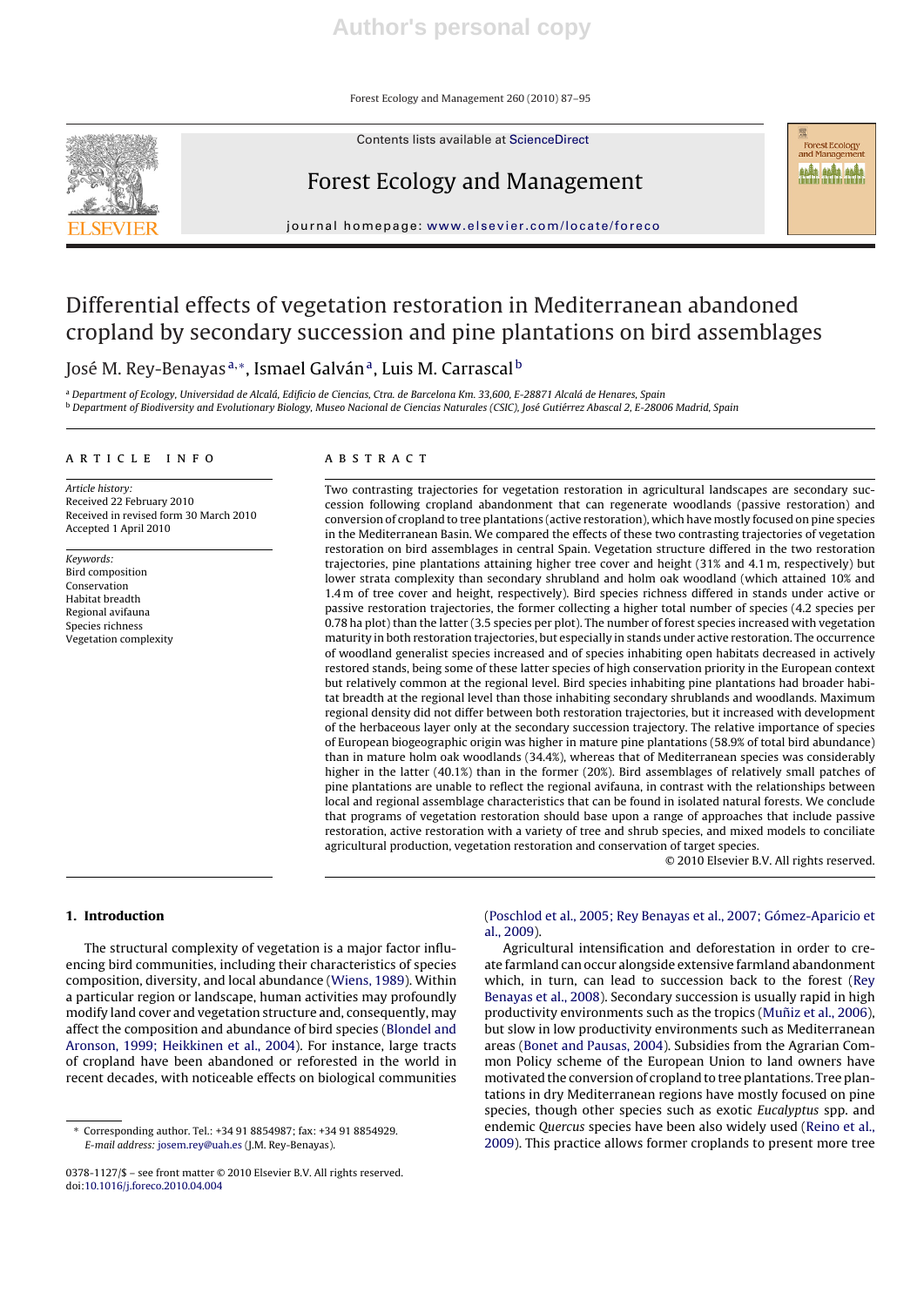# Differential effects of vegetation restoration in Mediterranean abandoned cropland by secondary succession and pine plantations on bird assemblages

José M. Rey-Benayas[a,*], Ismael Galván[a], Luis M. Carrascal[b]

[a] Department of Ecology, Universidad de Alcalá, Edificio de Ciencias, Ctra. de Barcelona Km. 33,600, E-28871 Alcalá de Henares, Spain

[b] Department of Biodiversity and Evolutionary Biology, Museo Nacional de Ciencias Naturales (CSIC), José Gutiérrez Abascal 2, E-28006 Madrid, Spain

## ARTICLE INFO

*Article history:*
Received 22 February 2010
Received in revised form 30 March 2010
Accepted 1 April 2010

*Keywords:*
Bird composition
Conservation
Habitat breadth
Regional avifauna
Species richness
Vegetation complexity

## ABSTRACT

Two contrasting trajectories for vegetation restoration in agricultural landscapes are secondary succession following cropland abandonment that can regenerate woodlands (passive restoration) and conversion of cropland to tree plantations (active restoration), which have mostly focused on pine species in the Mediterranean Basin. We compared the effects of these two contrasting trajectories of vegetation restoration on bird assemblages in central Spain. Vegetation structure differed in the two restoration trajectories, pine plantations attaining higher tree cover and height (31% and 4.1 m, respectively) but lower strata complexity than secondary shrubland and holm oak woodland (which attained 10% and 1.4 m of tree cover and height, respectively). Bird species richness differed in stands under active or passive restoration trajectories, the former collecting a higher total number of species (4.2 species per 0.78 ha plot) than the latter (3.5 species per plot). The number of forest species increased with vegetation maturity in both restoration trajectories, but especially in stands under active restoration. The occurrence of woodland generalist species increased and of species inhabiting open habitats decreased in actively restored stands, being some of these latter species of high conservation priority in the European context but relatively common at the regional level. Bird species inhabiting pine plantations had broader habitat breadth at the regional level than those inhabiting secondary shrublands and woodlands. Maximum regional density did not differ between both restoration trajectories, but it increased with development of the herbaceous layer only at the secondary succession trajectory. The relative importance of species of European biogeographic origin was higher in mature pine plantations (58.9% of total bird abundance) than in mature holm oak woodlands (34.4%), whereas that of Mediterranean species was considerably higher in the latter (40.1%) than in the former (20%). Bird assemblages of relatively small patches of pine plantations are unable to reflect the regional avifauna, in contrast with the relationships between local and regional assemblage characteristics that can be found in isolated natural forests. We conclude that programs of vegetation restoration should base upon a range of approaches that include passive restoration, active restoration with a variety of tree and shrub species, and mixed models to conciliate agricultural production, vegetation restoration and conservation of target species.

© 2010 Elsevier B.V. All rights reserved.

## 1. Introduction

The structural complexity of vegetation is a major factor influencing bird communities, including their characteristics of species composition, diversity, and local abundance (Wiens, 1989). Within a particular region or landscape, human activities may profoundly modify land cover and vegetation structure and, consequently, may affect the composition and abundance of bird species (Blondel and Aronson, 1999; Heikkinen et al., 2004). For instance, large tracts of cropland have been abandoned or reforested in the world in recent decades, with noticeable effects on biological communities (Poschlod et al., 2005; Rey Benayas et al., 2007; Gómez-Aparicio et al., 2009).

Agricultural intensification and deforestation in order to create farmland can occur alongside extensive farmland abandonment which, in turn, can lead to succession back to the forest (Rey Benayas et al., 2008). Secondary succession is usually rapid in high productivity environments such as the tropics (Muñiz et al., 2006), but slow in low productivity environments such as Mediterranean areas (Bonet and Pausas, 2004). Subsidies from the Agrarian Common Policy scheme of the European Union to land owners have motivated the conversion of cropland to tree plantations. Forest plantations in dry Mediterranean regions have mostly focused on pine species, though other species such as exotic *Eucalyptus* spp. and endemic *Quercus* species have been also widely used (Reino et al., 2009). This practice allows former croplands to present more tree

\* Corresponding author. Tel.: +34 91 8854987; fax: +34 91 8854929.
*E-mail address:* josem.rey@uah.es (J.M. Rey-Benayas).

0378-1127/$ – see front matter © 2010 Elsevier B.V. All rights reserved.
doi:10.1016/j.foreco.2010.04.004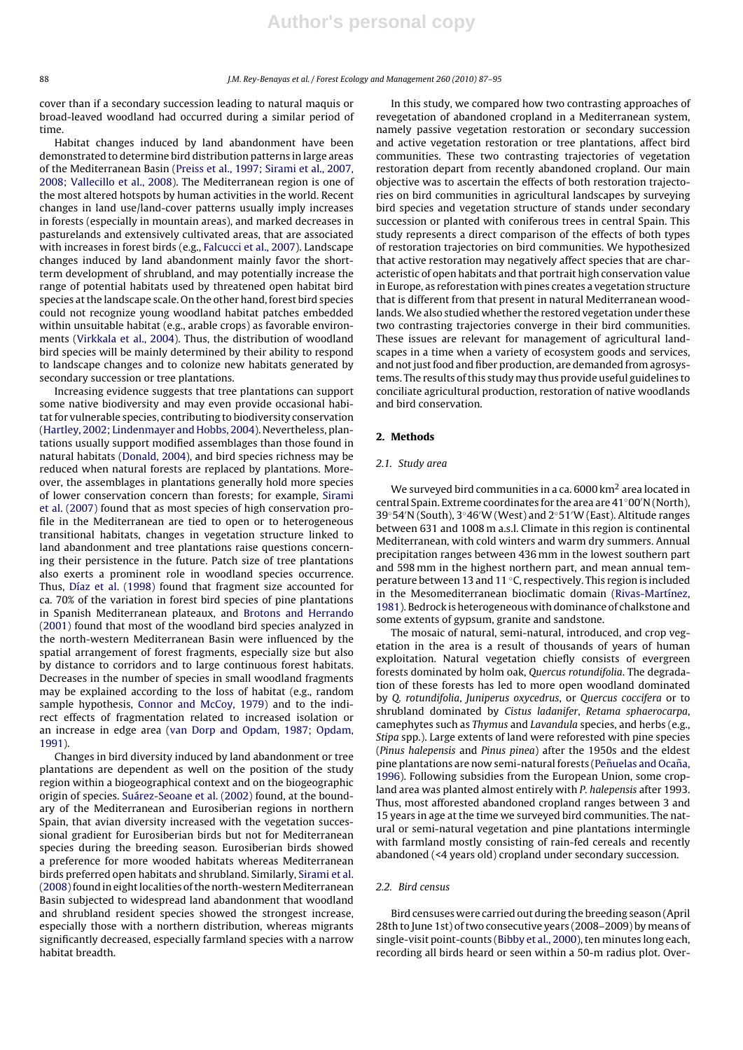cover than if a secondary succession leading to natural maquis or broad-leaved woodland had occurred during a similar period of time.

Habitat changes induced by land abandonment have been demonstrated to determine bird distribution patterns in large areas of the Mediterranean Basin (Preiss et al., 1997; Sirami et al., 2007, 2008; Vallecillo et al., 2008). The Mediterranean region is one of the most altered hotspots by human activities in the world. Recent changes in land use/land-cover patterns usually imply increases in forests (especially in mountain areas), and marked decreases in pasturelands and extensively cultivated areas, that are associated with increases in forest birds (e.g., Falcucci et al., 2007). Landscape changes induced by land abandonment mainly favor the short-term development of shrubland, and may potentially increase the range of potential habitats used by threatened open habitat bird species at the landscape scale. On the other hand, forest bird species could not recognize young woodland habitat patches embedded within unsuitable habitat (e.g., arable crops) as favorable environments (Virkkala et al., 2004). Thus, the distribution of woodland bird species will be mainly determined by their ability to respond to landscape changes and to colonize new habitats generated by secondary succession or tree plantations.

Increasing evidence suggests that tree plantations can support some native biodiversity and may even provide occasional habitat for vulnerable species, contributing to biodiversity conservation (Hartley, 2002; Lindenmayer and Hobbs, 2004). Nevertheless, plantations usually support modified assemblages than those found in natural habitats (Donald, 2004), and bird species richness may be reduced when natural forests are replaced by plantations. Moreover, the assemblages in plantations generally hold more species of lower conservation concern than forests; for example, Sirami et al. (2007) found that as most species of high conservation profile in the Mediterranean are tied to open or to heterogeneous transitional habitats, changes in vegetation structure linked to land abandonment and tree plantations raise questions concerning their persistence in the future. Patch size of tree plantations also exerts a prominent role in woodland species occurrence. Thus, Díaz et al. (1998) found that fragment size accounted for ca. 70% of the variation in forest species of pine plantations in Spanish Mediterranean plateaux, and Brotons and Herrando (2001) found that most of the woodland bird species analyzed in the north-western Mediterranean Basin were influenced by the spatial arrangement of forest fragments, especially size but also by distance to corridors and to large continuous forest habitats. Decreases in the number of species in small woodland fragments may be explained according to the loss of habitat (e.g., random sample hypothesis, Connor and McCoy, 1979) and to the indirect effects of fragmentation related to increased isolation or an increase in edge area (van Dorp and Opdam, 1987; Opdam, 1991).

Changes in bird diversity induced by land abandonment or tree plantations are dependent as well on the position of the study region within a biogeographical context and on the biogeographic origin of species. Suárez-Seoane et al. (2002) found, at the boundary of the Mediterranean and Eurosiberian regions in northern Spain, that avian diversity increased with the vegetation successional gradient for Eurosiberian birds but not for Mediterranean species during the breeding season. Eurosiberian birds showed a preference for more wooded habitats whereas Mediterranean birds preferred open habitats and shrubland. Similarly, Sirami et al. (2008) found in eight localities of the north-western Mediterranean Basin subjected to widespread land abandonment that woodland and shrubland resident species showed the strongest increase, especially those with a northern distribution, whereas migrants significantly decreased, especially farmland species with a narrow habitat breadth.

In this study, we compared how two contrasting approaches of revegetation of abandoned cropland in a Mediterranean system, namely passive vegetation restoration or secondary succession and active vegetation restoration or tree plantations, affect bird communities. These two contrasting trajectories of vegetation restoration depart from recently abandoned cropland. Our main objective was to ascertain the effects of both restoration trajectories on bird communities in agricultural landscapes by surveying bird species and vegetation structure of stands under secondary succession or planted with coniferous trees in central Spain. This study represents a direct comparison of the effects of both types of restoration trajectories on bird communities. We hypothesized that active restoration may negatively affect species that are characteristic of open habitats and that portrait high conservation value in Europe, as reforestation with pines creates a vegetation structure that is different from that present in natural Mediterranean woodlands. We also studied whether the restored vegetation under these two contrasting trajectories converge in their bird communities. These issues are relevant for management of agricultural landscapes in a time when a variety of ecosystem goods and services, and not just food and fiber production, are demanded from agrosystems. The results of this study may thus provide useful guidelines to conciliate agricultural production, restoration of native woodlands and bird conservation.

## 2. Methods

### 2.1. Study area

We surveyed bird communities in a ca. 6000 km$^2$ area located in central Spain. Extreme coordinates for the area are 41°00′N (North), 39°54′N (South), 3°46′W (West) and 2°51′W (East). Altitude ranges between 631 and 1008 m a.s.l. Climate in this region is continental Mediterranean, with cold winters and warm dry summers. Annual precipitation ranges between 436 mm in the lowest southern part and 598 mm in the highest northern part, and mean annual temperature between 13 and 11 °C, respectively. This region is included in the Mesomediterranean bioclimatic domain (Rivas-Martínez, 1981). Bedrock is heterogeneous with dominance of chalkstone and some extents of gypsum, granite and sandstone.

The mosaic of natural, semi-natural, introduced, and crop vegetation in the area is a result of thousands of years of human exploitation. Natural vegetation chiefly consists of evergreen forests dominated by holm oak, *Quercus rotundifolia*. The degradation of these forests has led to more open woodland dominated by *Q. rotundifolia*, *Juniperus oxycedrus*, or *Quercus coccifera* or to shrubland dominated by *Cistus ladanifer*, *Retama sphaerocarpa*, camephytes such as *Thymus* and *Lavandula* species, and herbs (e.g., *Stipa* spp.). Large extents of land were reforested with pine species (*Pinus halepensis* and *Pinus pinea*) after the 1950s and the eldest pine plantations are now semi-natural forests (Peñuelas and Ocaña, 1996). Following subsidies from the European Union, some cropland area was planted almost entirely with *P. halepensis* after 1993. Thus, most afforested abandoned cropland ranges between 3 and 15 years in age at the time we surveyed bird communities. The natural or semi-natural vegetation and pine plantations intermingle with farmland mostly consisting of rain-fed cereals and recently abandoned (<4 years old) cropland under secondary succession.

### 2.2. Bird census

Bird censuses were carried out during the breeding season (April 28th to June 1st) of two consecutive years (2008–2009) by means of single-visit point-counts (Bibby et al., 2000), ten minutes long each, recording all birds heard or seen within a 50-m radius plot. Over-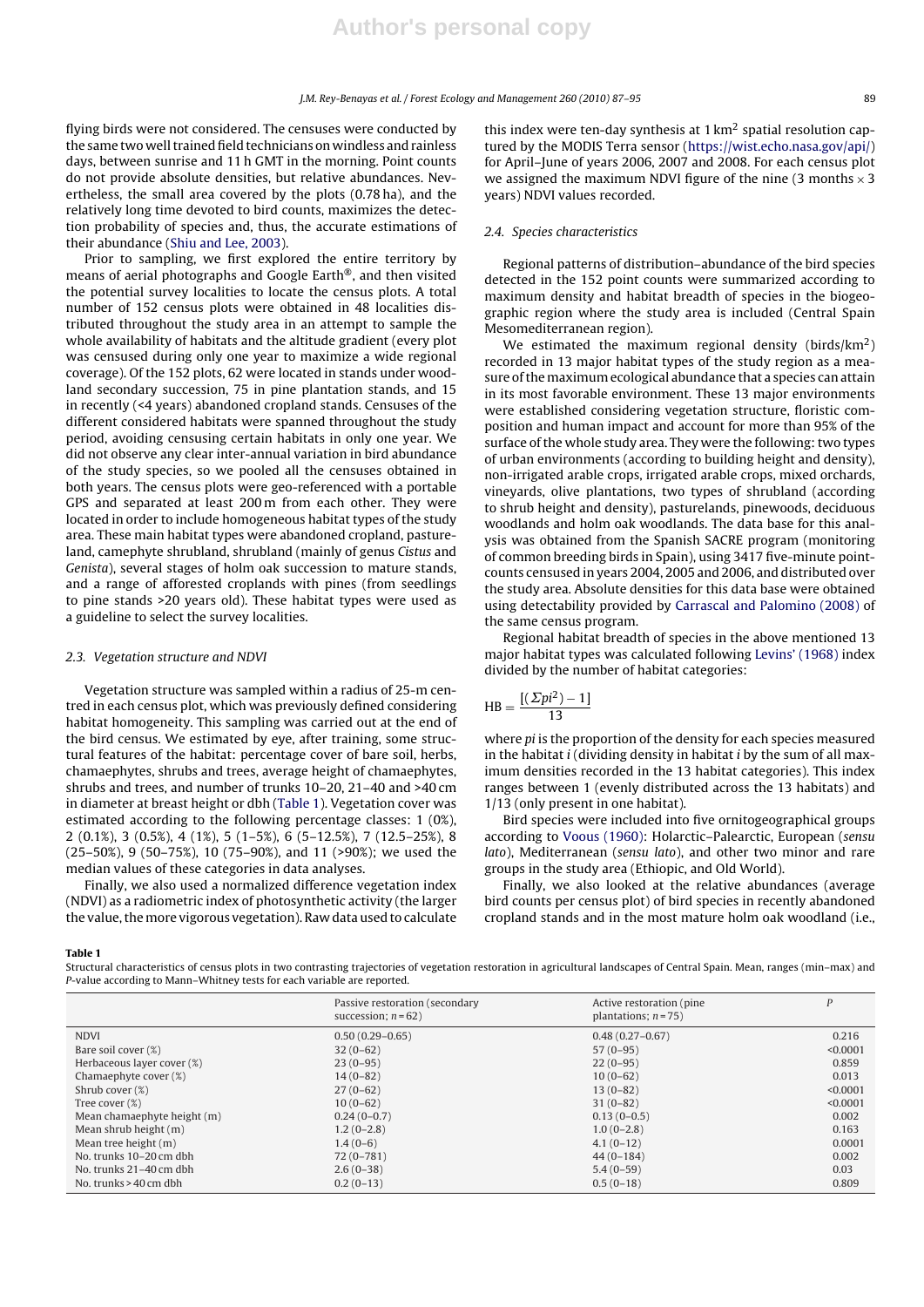flying birds were not considered. The censuses were conducted by the same two well trained field technicians on windless and rainless days, between sunrise and 11 h GMT in the morning. Point counts do not provide absolute densities, but relative abundances. Nevertheless, the small area covered by the plots (0.78 ha), and the relatively long time devoted to bird counts, maximizes the detection probability of species and, thus, the accurate estimations of their abundance (Shiu and Lee, 2003).

Prior to sampling, we first explored the entire territory by means of aerial photographs and Google Earth®, and then visited the potential survey localities to locate the census plots. A total number of 152 census plots were obtained in 48 localities distributed throughout the study area in an attempt to sample the whole availability of habitats and the altitude gradient (every plot was censused during only one year to maximize a wide regional coverage). Of the 152 plots, 62 were located in stands under woodland secondary succession, 75 in pine plantation stands, and 15 in recently (<4 years) abandoned cropland stands. Censuses of the different considered habitats were spanned throughout the study period, avoiding censusing certain habitats in only one year. We did not observe any clear inter-annual variation in bird abundance of the study species, so we pooled all the censuses obtained in both years. The census plots were geo-referenced with a portable GPS and separated at least 200 m from each other. They were located in order to include homogeneous habitat types of the study area. These main habitat types were abandoned cropland, pastureland, camephyte shrubland, shrubland (mainly of genus *Cistus* and *Genista*), several stages of holm oak succession to mature stands, and a range of afforested croplands with pines (from seedlings to pine stands >20 years old). These habitat types were used as a guideline to select the survey localities.

### 2.3. Vegetation structure and NDVI

Vegetation structure was sampled within a radius of 25-m centred in each census plot, which was previously defined considering habitat homogeneity. This sampling was carried out at the end of the bird census. We estimated by eye, after training, some structural features of the habitat: percentage cover of bare soil, herbs, chamaephytes, shrubs and trees, average height of chamaephytes, shrubs and trees, and number of trunks 10–20, 21–40 and >40 cm in diameter at breast height or dbh (Table 1). Vegetation cover was estimated according to the following percentage classes: 1 (0%), 2 (0.1%), 3 (0.5%), 4 (1%), 5 (1–5%), 6 (5–12.5%), 7 (12.5–25%), 8 (25–50%), 9 (50–75%), 10 (75–90%), and 11 (>90%); we used the median values of these categories in data analyses.

Finally, we also used a normalized difference vegetation index (NDVI) as a radiometric index of photosynthetic activity (the larger the value, the more vigorous vegetation). Raw data used to calculate this index were ten-day synthesis at 1 km$^2$ spatial resolution captured by the MODIS Terra sensor (https://wist.echo.nasa.gov/api/) for April–June of years 2006, 2007 and 2008. For each census plot we assigned the maximum NDVI figure of the nine (3 months × 3 years) NDVI values recorded.

### 2.4. Species characteristics

Regional patterns of distribution–abundance of the bird species detected in the 152 point counts were summarized according to maximum density and habitat breadth of species in the biogeographic region where the study area is included (Central Spain Mesomediterranean region).

We estimated the maximum regional density (birds/km$^2$) recorded in 13 major habitat types of the study region as a measure of the maximum ecological abundance that a species can attain in its most favorable environment. These 13 major environments were established considering vegetation structure, floristic composition and human impact and account for more than 95% of the surface of the whole study area. They were the following: two types of urban environments (according to building height and density), non-irrigated arable crops, irrigated arable crops, mixed orchards, vineyards, olive plantations, two types of shrubland (according to shrub height and density), pasturelands, pinewoods, deciduous woodlands and holm oak woodlands. The data base for this analysis was obtained from the Spanish SACRE program (monitoring of common breeding birds in Spain), using 3417 five-minute point-counts censused in years 2004, 2005 and 2006, and distributed over the study area. Absolute densities for this data base were obtained using detectability provided by Carrascal and Palomino (2008) of the same census program.

Regional habitat breadth of species in the above mentioned 13 major habitat types was calculated following Levins' (1968) index divided by the number of habitat categories:

$$\mathrm{HB} = \frac{[(\Sigma pi^2) - 1]}{13}$$

where *pi* is the proportion of the density for each species measured in the habitat *i* (dividing density in habitat *i* by the sum of all maximum densities recorded in the 13 habitat categories). This index ranges between 1 (evenly distributed across the 13 habitats) and 1/13 (only present in one habitat).

Bird species were included into five ornitogeographical groups according to Voous (1960): Holarctic–Palearctic, European (*sensu lato*), Mediterranean (*sensu lato*), and other two minor and rare groups in the study area (Ethiopic, and Old World).

Finally, we also looked at the relative abundances (average bird counts per census plot) of bird species in recently abandoned cropland stands and in the most mature holm oak woodland (i.e.,

**Table 1**

Structural characteristics of census plots in two contrasting trajectories of vegetation restoration in agricultural landscapes of Central Spain. Mean, ranges (min–max) and *P*-value according to Mann–Whitney tests for each variable are reported.

| | Passive restoration (secondary succession; $n = 62$) | Active restoration (pine plantations; $n = 75$) | $P$ |
|---|---|---|---|
| NDVI | 0.50 (0.29–0.65) | 0.48 (0.27–0.67) | 0.216 |
| Bare soil cover (%) | 32 (0–62) | 57 (0–95) | <0.0001 |
| Herbaceous layer cover (%) | 23 (0–95) | 22 (0–95) | 0.859 |
| Chamaephyte cover (%) | 14 (0–82) | 10 (0–62) | 0.013 |
| Shrub cover (%) | 27 (0–62) | 13 (0–82) | <0.0001 |
| Tree cover (%) | 10 (0–62) | 31 (0–82) | <0.0001 |
| Mean chamaephyte height (m) | 0.24 (0–0.7) | 0.13 (0–0.5) | 0.002 |
| Mean shrub height (m) | 1.2 (0–2.8) | 1.0 (0–2.8) | 0.163 |
| Mean tree height (m) | 1.4 (0–6) | 4.1 (0–12) | 0.0001 |
| No. trunks 10–20 cm dbh | 72 (0–781) | 44 (0–184) | 0.002 |
| No. trunks 21–40 cm dbh | 2.6 (0–38) | 5.4 (0–59) | 0.03 |
| No. trunks > 40 cm dbh | 0.2 (0–13) | 0.5 (0–18) | 0.809 |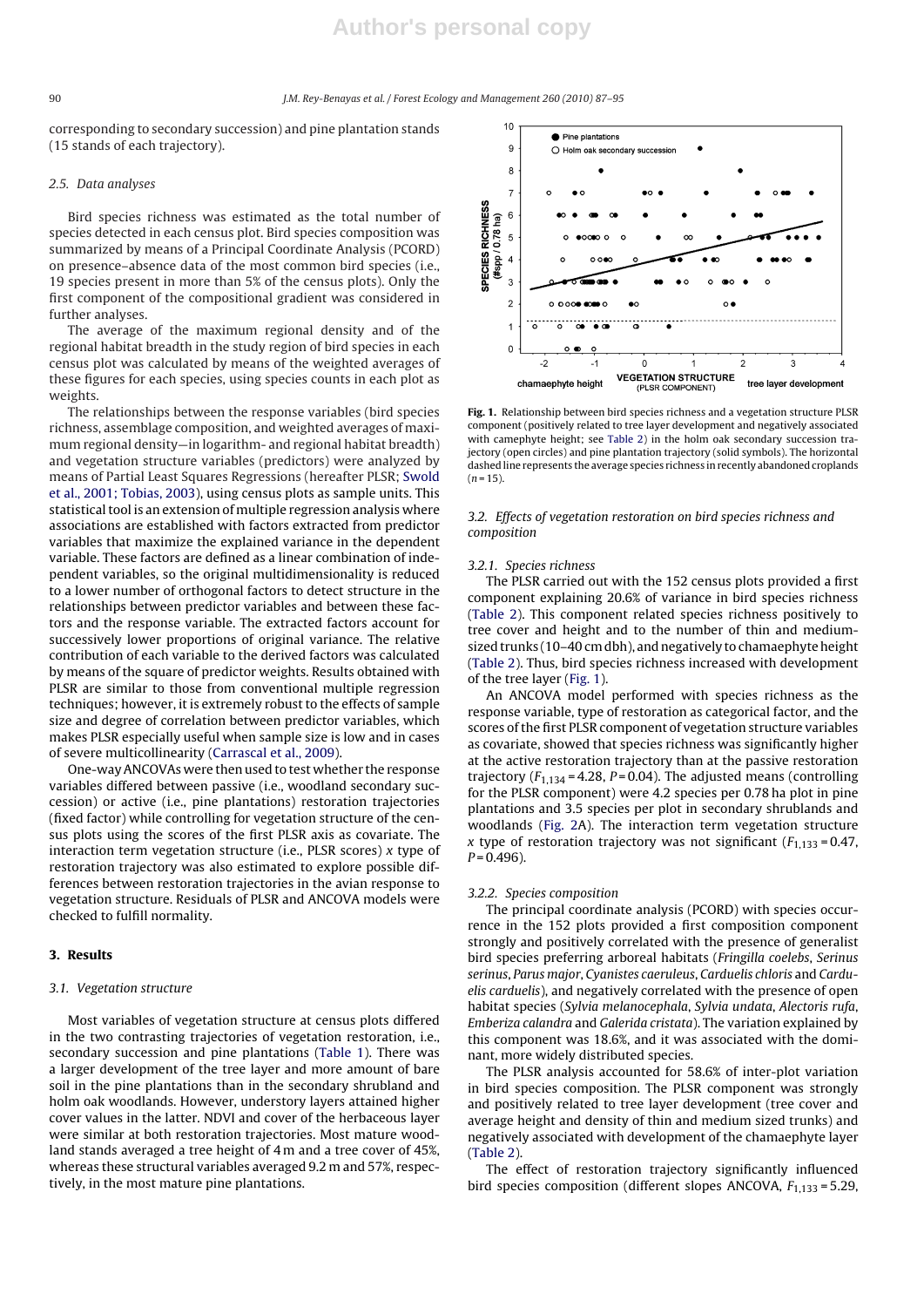corresponding to secondary succession) and pine plantation stands (15 stands of each trajectory).

### 2.5. Data analyses

Bird species richness was estimated as the total number of species detected in each census plot. Bird species composition was summarized by means of a Principal Coordinate Analysis (PCORD) on presence–absence data of the most common bird species (i.e., 19 species present in more than 5% of the census plots). Only the first component of the compositional gradient was considered in further analyses.

The average of the maximum regional density and of the regional habitat breadth in the study region of bird species in each census plot was calculated by means of the weighted averages of these figures for each species, using species counts in each plot as weights.

The relationships between the response variables (bird species richness, assemblage composition, and weighted averages of maximum regional density—in logarithm- and regional habitat breadth) and vegetation structure variables (predictors) were analyzed by means of Partial Least Squares Regressions (hereafter PLSR; Swold et al., 2001; Tobias, 2003), using census plots as sample units. This statistical tool is an extension of multiple regression analysis where associations are established with factors extracted from predictor variables that maximize the explained variance in the dependent variable. These factors are defined as a linear combination of independent variables, so the original multidimensionality is reduced to a lower number of orthogonal factors to detect structure in the relationships between predictor variables and between these factors and the response variable. The extracted factors account for successively lower proportions of original variance. The relative contribution of each variable to the derived factors was calculated by means of the square of predictor weights. Results obtained with PLSR are similar to those from conventional multiple regression techniques; however, it is extremely robust to the effects of sample size and degree of correlation between predictor variables, which makes PLSR especially useful when sample size is low and in cases of severe multicollinearity (Carrascal et al., 2009).

One-way ANCOVAs were then used to test whether the response variables differed between passive (i.e., woodland secondary succession) or active (i.e., pine plantations) restoration trajectories (fixed factor) while controlling for vegetation structure of the census plots using the scores of the first PLSR axis as covariate. The interaction term vegetation structure (i.e., PLSR scores) *x* type of restoration trajectory was also estimated to explore possible differences between restoration trajectories in the avian response to vegetation structure. Residuals of PLSR and ANCOVA models were checked to fulfill normality.

## 3. Results

### 3.1. Vegetation structure

Most variables of vegetation structure at census plots differed in the two contrasting trajectories of vegetation restoration, i.e., secondary succession and pine plantations (Table 1). There was a larger development of the tree layer and more amount of bare soil in the pine plantations than in the secondary shrubland and holm oak woodlands. However, understory layers attained higher cover values in the latter. NDVI and cover of the herbaceous layer were similar at both restoration trajectories. Most mature woodland stands averaged a tree height of 4 m and a tree cover of 45%, whereas these structural variables averaged 9.2 m and 57%, respectively, in the most mature pine plantations.

**Fig. 1.** Relationship between bird species richness and a vegetation structure PLSR component (positively related to tree layer development and negatively associated with camephyte height; see Table 2) in the holm oak secondary succession trajectory (open circles) and pine plantation trajectory (solid symbols). The horizontal dashed line represents the average species richness in recently abandoned croplands ($n = 15$).

### 3.2. Effects of vegetation restoration on bird species richness and composition

#### 3.2.1. Species richness

The PLSR carried out with the 152 census plots provided a first component explaining 20.6% of variance in bird species richness (Table 2). This component related species richness positively to tree cover and height and to the number of thin and medium-sized trunks (10–40 cm dbh), and negatively to chamaephyte height (Table 2). Thus, bird species richness increased with development of the tree layer (Fig. 1).

An ANCOVA model performed with species richness as the response variable, type of restoration as categorical factor, and the scores of the first PLSR component of vegetation structure variables as covariate, showed that species richness was significantly higher at the active restoration trajectory than at the passive restoration trajectory ($F_{1,134} = 4.28$, $P = 0.04$). The adjusted means (controlling for the PLSR component) were 4.2 species per 0.78 ha plot in pine plantations and 3.5 species per plot in secondary shrublands and woodlands (Fig. 2A). The interaction term vegetation structure *x* type of restoration trajectory was not significant ($F_{1,133} = 0.47$, $P = 0.496$).

#### 3.2.2. Species composition

The principal coordinate analysis (PCORD) with species occurrence in the 152 plots provided a first composition component strongly and positively correlated with the presence of generalist bird species preferring arboreal habitats (*Fringilla coelebs*, *Serinus serinus*, *Parus major*, *Cyanistes caeruleus*, *Carduelis chloris* and *Carduelis carduelis*), and negatively correlated with the presence of open habitat species (*Sylvia melanocephala*, *Sylvia undata*, *Alectoris rufa*, *Emberiza calandra* and *Galerida cristata*). The variation explained by this component was 18.6%, and it was associated with the dominant, more widely distributed species.

The PLSR analysis accounted for 58.6% of inter-plot variation in bird species composition. The PLSR component was strongly and positively related to tree layer development (tree cover and average height and density of thin and medium sized trunks) and negatively associated with development of the chamaephyte layer (Table 2).

The effect of restoration trajectory significantly influenced bird species composition (different slopes ANCOVA, $F_{1,133} = 5.29$,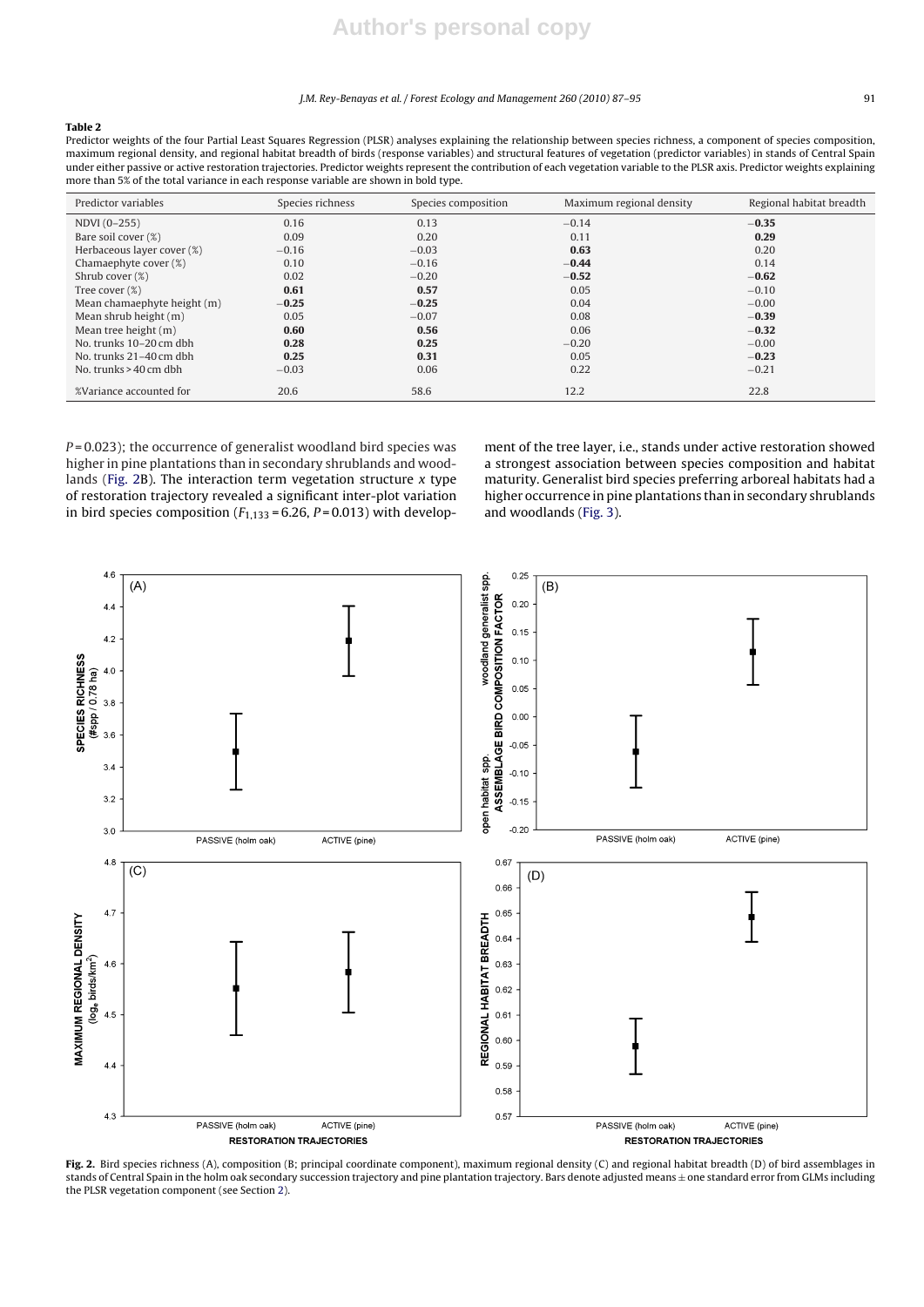**Table 2**

Predictor weights of the four Partial Least Squares Regression (PLSR) analyses explaining the relationship between species richness, a component of species composition, maximum regional density, and regional habitat breadth of birds (response variables) and structural features of vegetation (predictor variables) in stands of Central Spain under either passive or active restoration trajectories. Predictor weights represent the contribution of each vegetation variable to the PLSR axis. Predictor weights explaining more than 5% of the total variance in each response variable are shown in bold type.

| Predictor variables | Species richness | Species composition | Maximum regional density | Regional habitat breadth |
|---|---|---|---|---|
| NDVI (0–255) | 0.16 | 0.13 | −0.14 | **−0.35** |
| Bare soil cover (%) | 0.09 | 0.20 | 0.11 | **0.29** |
| Herbaceous layer cover (%) | −0.16 | −0.03 | **0.63** | 0.20 |
| Chamaephyte cover (%) | 0.10 | −0.16 | **−0.44** | 0.14 |
| Shrub cover (%) | 0.02 | −0.20 | **−0.52** | **−0.62** |
| Tree cover (%) | **0.61** | **0.57** | 0.05 | −0.10 |
| Mean chamaephyte height (m) | **−0.25** | **−0.25** | 0.04 | −0.00 |
| Mean shrub height (m) | 0.05 | −0.07 | 0.08 | **−0.39** |
| Mean tree height (m) | **0.60** | **0.56** | 0.06 | **−0.32** |
| No. trunks 10–20 cm dbh | **0.28** | **0.25** | −0.20 | −0.00 |
| No. trunks 21–40 cm dbh | **0.25** | **0.31** | 0.05 | **−0.23** |
| No. trunks > 40 cm dbh | −0.03 | 0.06 | 0.22 | −0.21 |
| %Variance accounted for | 20.6 | 58.6 | 12.2 | 22.8 |

$P = 0.023$); the occurrence of generalist woodland bird species was higher in pine plantations than in secondary shrublands and woodlands (Fig. 2B). The interaction term vegetation structure *x* type of restoration trajectory revealed a significant inter-plot variation in bird species composition ($F_{1,133} = 6.26$, $P = 0.013$) with development of the tree layer, i.e., stands under active restoration showed a strongest association between species composition and habitat maturity. Generalist bird species preferring arboreal habitats had a higher occurrence in pine plantations than in secondary shrublands and woodlands (Fig. 3).

**Fig. 2.** Bird species richness (A), composition (B; principal coordinate component), maximum regional density (C) and regional habitat breadth (D) of bird assemblages in stands of Central Spain in the holm oak secondary succession trajectory and pine plantation trajectory. Bars denote adjusted means ± one standard error from GLMs including the PLSR vegetation component (see Section 2).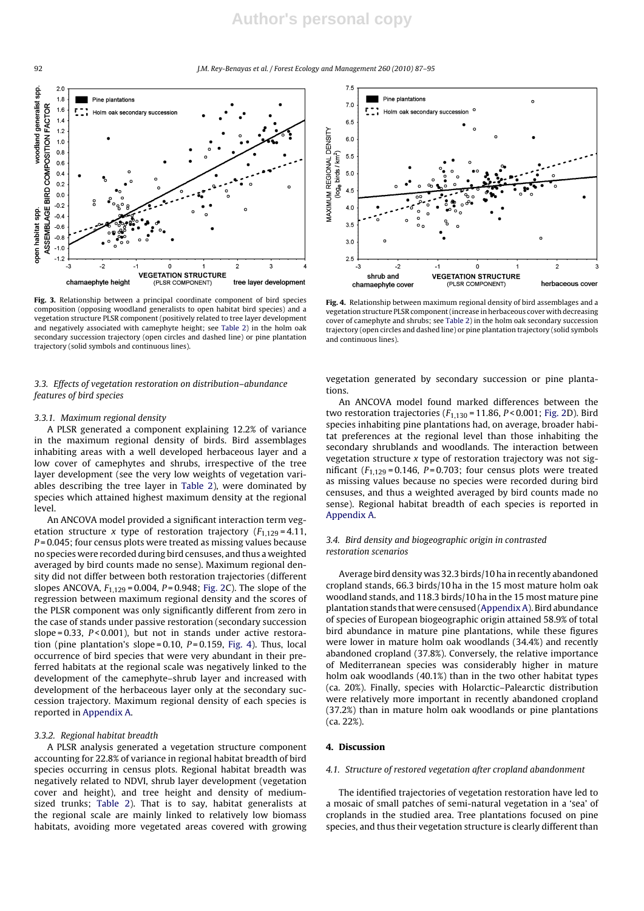Fig. 3. Relationship between a principal coordinate component of bird species composition (opposing woodland generalists to open habitat bird species) and a vegetation structure PLSR component (positively related to tree layer development and negatively associated with camephyte height; see Table 2) in the holm oak secondary succession trajectory (open circles and dashed line) or pine plantation trajectory (solid symbols and continuous lines).

Fig. 4. Relationship between maximum regional density of bird assemblages and a vegetation structure PLSR component (increase in herbaceous cover with decreasing cover of camephyte and shrubs; see Table 2) in the holm oak secondary succession trajectory (open circles and dashed line) or pine plantation trajectory (solid symbols and continuous lines).

### 3.3. Effects of vegetation restoration on distribution–abundance features of bird species

#### 3.3.1. Maximum regional density

A PLSR generated a component explaining 12.2% of variance in the maximum regional density of birds. Bird assemblages inhabiting areas with a well developed herbaceous layer and a low cover of camephytes and shrubs, irrespective of the tree layer development (see the very low weights of vegetation variables describing the tree layer in Table 2), were dominated by species which attained highest maximum density at the regional level.

An ANCOVA model provided a significant interaction term vegetation structure *x* type of restoration trajectory ($F_{1,129}$ = 4.11, $P$ = 0.045; four census plots were treated as missing values because no species were recorded during bird censuses, and thus a weighted averaged by bird counts made no sense). Maximum regional density did not differ between both restoration trajectories (different slopes ANCOVA, $F_{1,129}$ = 0.004, $P$ = 0.948; Fig. 2C). The slope of the regression between maximum regional density and the scores of the PLSR component was only significantly different from zero in the case of stands under passive restoration (secondary succession slope = 0.33, $P$ < 0.001), but not in stands under active restoration (pine plantation's slope = 0.10, $P$ = 0.159, Fig. 4). Thus, local occurrence of bird species that were very abundant in their preferred habitats at the regional scale was negatively linked to the development of the camephyte–shrub layer and increased with development of the herbaceous layer only at the secondary succession trajectory. Maximum regional density of each species is reported in Appendix A.

#### 3.3.2. Regional habitat breadth

A PLSR analysis generated a vegetation structure component accounting for 22.8% of variance in regional habitat breadth of bird species occurring in census plots. Regional habitat breadth was negatively related to NDVI, shrub layer development (vegetation cover and height), and tree height and density of medium-sized trunks; Table 2). That is to say, habitat generalists at the regional scale are mainly linked to relatively low biomass habitats, avoiding more vegetated areas covered with growing vegetation generated by secondary succession or pine plantations.

An ANCOVA model found marked differences between the two restoration trajectories ($F_{1,130}$ = 11.86, $P$ < 0.001; Fig. 2D). Bird species inhabiting pine plantations had, on average, broader habitat preferences at the regional level than those inhabiting the secondary shrublands and woodlands. The interaction between vegetation structure *x* type of restoration trajectory was not significant ($F_{1,129}$ = 0.146, $P$ = 0.703; four census plots were treated as missing values because no species were recorded during bird censuses, and thus a weighted averaged by bird counts made no sense). Regional habitat breadth of each species is reported in Appendix A.

### 3.4. Bird density and biogeographic origin in contrasted restoration scenarios

Average bird density was 32.3 birds/10 ha in recently abandoned cropland stands, 66.3 birds/10 ha in the 15 most mature holm oak woodland stands, and 118.3 birds/10 ha in the 15 most mature pine plantation stands that were censused (Appendix A). Bird abundance of species of European biogeographic origin attained 58.9% of total bird abundance in mature pine plantations, while these figures were lower in mature holm oak woodlands (34.4%) and recently abandoned cropland (37.8%). Conversely, the relative importance of Mediterranean species was considerably higher in mature holm oak woodlands (40.1%) than in the two other habitat types (ca. 20%). Finally, species with Holarctic–Palearctic distribution were relatively more important in recently abandoned cropland (37.2%) than in mature holm oak woodlands or pine plantations (ca. 22%).

## 4. Discussion

### 4.1. Structure of restored vegetation after cropland abandonment

The identified trajectories of vegetation restoration have led to a mosaic of small patches of semi-natural vegetation in a 'sea' of croplands in the studied area. Tree plantations focused on pine species, and thus their vegetation structure is clearly different than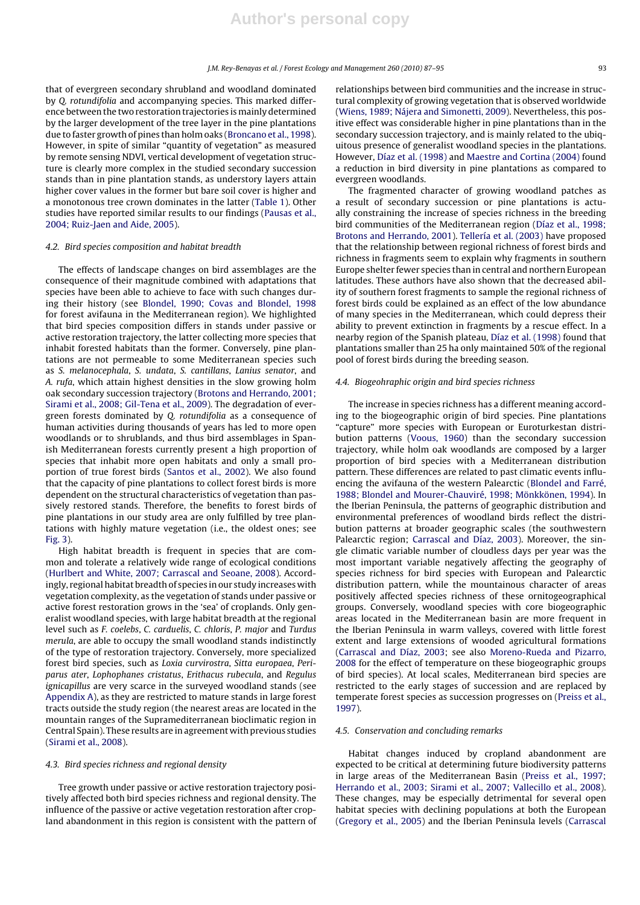that of evergreen secondary shrubland and woodland dominated by *Q. rotundifolia* and accompanying species. This marked difference between the two restoration trajectories is mainly determined by the larger development of the tree layer in the pine plantations due to faster growth of pines than holm oaks (Broncano et al., 1998). However, in spite of similar "quantity of vegetation" as measured by remote sensing NDVI, vertical development of vegetation structure is clearly more complex in the studied secondary succession stands than in pine plantation stands, as understory layers attain higher cover values in the former but bare soil cover is higher and a monotonous tree crown dominates in the latter (Table 1). Other studies have reported similar results to our findings (Pausas et al., 2004; Ruiz-Jaen and Aide, 2005).

### 4.2. Bird species composition and habitat breadth

The effects of landscape changes on bird assemblages are the consequence of their magnitude combined with adaptations that species have been able to achieve to face with such changes during their history (see Blondel, 1990; Covas and Blondel, 1998 for forest avifauna in the Mediterranean region). We highlighted that bird species composition differs in stands under passive or active restoration trajectory, the latter collecting more species that inhabit forested habitats than the former. Conversely, pine plantations are not permeable to some Mediterranean species such as *S. melanocephala*, *S. undata*, *S. cantillans*, *Lanius senator*, and *A. rufa*, which attain highest densities in the slow growing holm oak secondary succession trajectory (Brotons and Herrando, 2001; Sirami et al., 2008; Gil-Tena et al., 2009). The degradation of evergreen forests dominated by *Q. rotundifolia* as a consequence of human activities during thousands of years has led to more open woodlands or to shrublands, and thus bird assemblages in Spanish Mediterranean forests currently present a high proportion of species that inhabit more open habitats and only a small proportion of true forest birds (Santos et al., 2002). We also found that the capacity of pine plantations to collect forest birds is more dependent on the structural characteristics of vegetation than passively restored stands. Therefore, the benefits to forest birds of pine plantations in our study area are only fulfilled by tree plantations with highly mature vegetation (i.e., the oldest ones; see Fig. 3).

High habitat breadth is frequent in species that are common and tolerate a relatively wide range of ecological conditions (Hurlbert and White, 2007; Carrascal and Seoane, 2008). Accordingly, regional habitat breadth of species in our study increases with vegetation complexity, as the vegetation of stands under passive or active forest restoration grows in the 'sea' of croplands. Only generalist woodland species, with large habitat breadth at the regional level such as *F. coelebs*, *C. carduelis*, *C. chloris*, *P. major* and *Turdus merula*, are able to occupy the small woodland stands indistinctly of the type of restoration trajectory. Conversely, more specialized forest bird species, such as *Loxia curvirostra*, *Sitta europaea*, *Periparus ater*, *Lophophanes cristatus*, *Erithacus rubecula*, and *Regulus ignicapillus* are very scarce in the surveyed woodland stands (see Appendix A), as they are restricted to mature stands in large forest tracts outside the study region (the nearest areas are located in the mountain ranges of the Supramediterranean bioclimatic region in Central Spain). These results are in agreement with previous studies (Sirami et al., 2008).

### 4.3. Bird species richness and regional density

Tree growth under passive or active restoration trajectory positively affected both bird species richness and regional density. The influence of the passive or active vegetation restoration after cropland abandonment in this region is consistent with the pattern of relationships between bird communities and the increase in structural complexity of growing vegetation that is observed worldwide (Wiens, 1989; Nájera and Simonetti, 2009). Nevertheless, this positive effect was considerable higher in pine plantations than in the secondary succession trajectory, and is mainly related to the ubiquitous presence of generalist woodland species in the plantations. However, Díaz et al. (1998) and Maestre and Cortina (2004) found a reduction in bird diversity in pine plantations as compared to evergreen woodlands.

The fragmented character of growing woodland patches as a result of secondary succession or pine plantations is actually constraining the increase of species richness in the breeding bird communities of the Mediterranean region (Díaz et al., 1998; Brotons and Herrando, 2001). Tellería et al. (2003) have proposed that the relationship between regional richness of forest birds and richness in fragments seem to explain why fragments in southern Europe shelter fewer species than in central and northern European latitudes. These authors have also shown that the decreased ability of southern forest fragments to sample the regional richness of forest birds could be explained as an effect of the low abundance of many species in the Mediterranean, which could depress their ability to prevent extinction in fragments by a rescue effect. In a nearby region of the Spanish plateau, Díaz et al. (1998) found that plantations smaller than 25 ha only maintained 50% of the regional pool of forest birds during the breeding season.

### 4.4. Biogeohraphic origin and bird species richness

The increase in species richness has a different meaning according to the biogeographic origin of bird species. Pine plantations "capture" more species with European or Euroturkestan distribution patterns (Voous, 1960) than the secondary succession trajectory, while holm oak woodlands are composed by a larger proportion of bird species with a Mediterranean distribution pattern. These differences are related to past climatic events influencing the avifauna of the western Palearctic (Blondel and Farré, 1988; Blondel and Mourer-Chauviré, 1998; Mönkkönen, 1994). In the Iberian Peninsula, the patterns of geographic distribution and environmental preferences of woodland birds reflect the distribution patterns at broader geographic scales (the southwestern Palearctic region; Carrascal and Díaz, 2003). Moreover, the single climatic variable number of cloudless days per year was the most important variable negatively affecting the geography of species richness for bird species with European and Palearctic distribution pattern, while the mountainous character of areas positively affected species richness of these ornitogeographical groups. Conversely, woodland species with core biogeographic areas located in the Mediterranean basin are more frequent in the Iberian Peninsula in warm valleys, covered with little forest extent and large extensions of wooded agricultural formations (Carrascal and Díaz, 2003; see also Moreno-Rueda and Pizarro, 2008 for the effect of temperature on these biogeographic groups of bird species). At local scales, Mediterranean bird species are restricted to the early stages of succession and are replaced by temperate forest species as succession progresses on (Preiss et al., 1997).

### 4.5. Conservation and concluding remarks

Habitat changes induced by cropland abandonment are expected to be critical at determining future biodiversity patterns in large areas of the Mediterranean Basin (Preiss et al., 1997; Herrando et al., 2003; Sirami et al., 2007; Vallecillo et al., 2008). These changes, may be especially detrimental for several open habitat species with declining populations at both the European (Gregory et al., 2005) and the Iberian Peninsula levels (Carrascal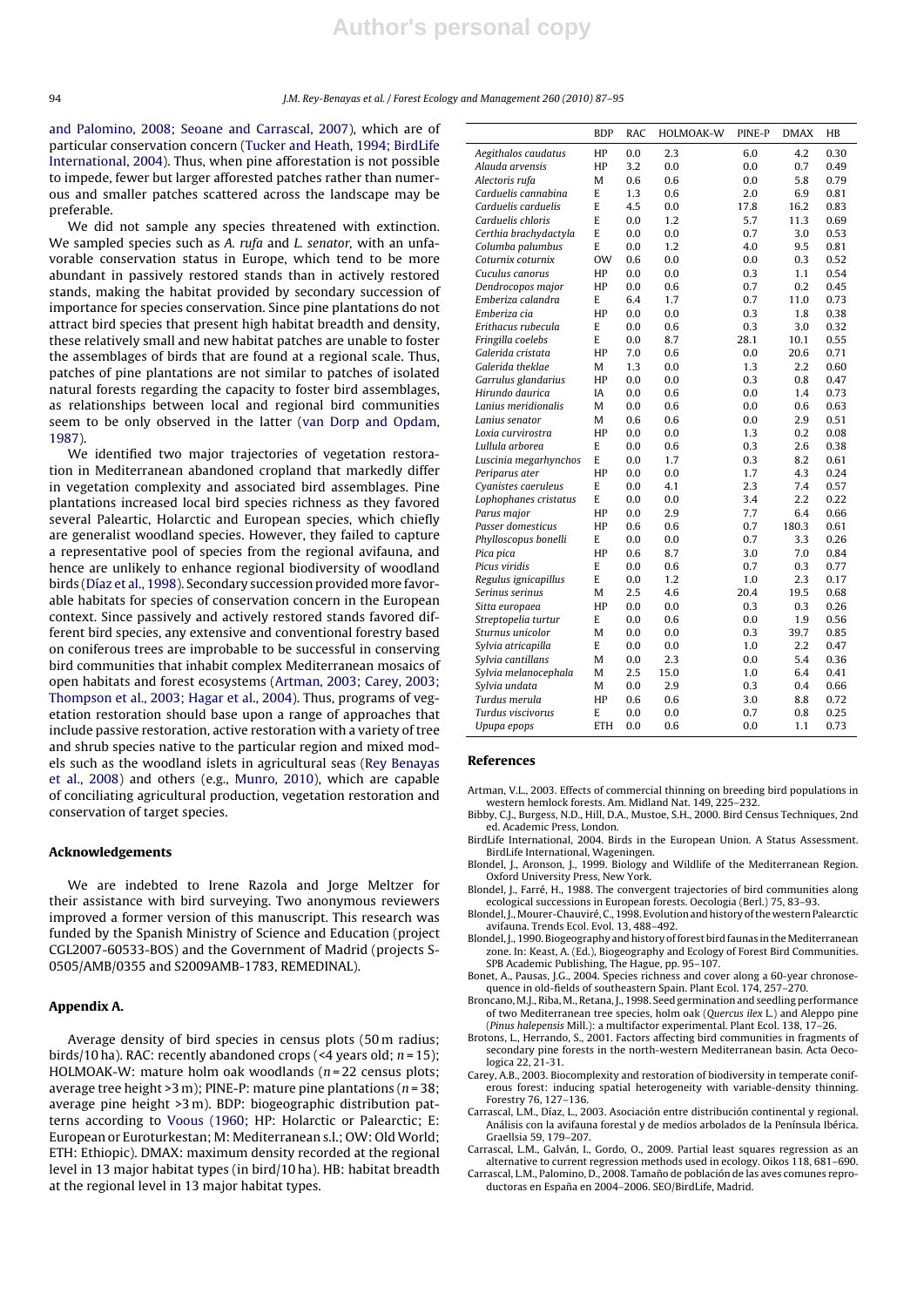and Palomino, 2008; Seoane and Carrascal, 2007), which are of particular conservation concern (Tucker and Heath, 1994; BirdLife International, 2004). Thus, when pine afforestation is not possible to impede, fewer but larger afforested patches rather than numerous and smaller patches scattered across the landscape may be preferable.

We did not sample any species threatened with extinction. We sampled species such as *A. rufa* and *L. senator*, with an unfavorable conservation status in Europe, which tend to be more abundant in passively restored stands than in actively restored stands, making the habitat provided by secondary succession of importance for species conservation. Since pine plantations do not attract bird species that present high habitat breadth and density, these relatively small and new habitat patches are unable to foster the assemblages of birds that are found at a regional scale. Thus, patches of pine plantations are not similar to patches of isolated natural forests regarding the capacity to foster bird assemblages, as relationships between local and regional bird communities seem to be only observed in the latter (van Dorp and Opdam, 1987).

We identified two major trajectories of vegetation restoration in Mediterranean abandoned cropland that markedly differ in vegetation complexity and associated bird assemblages. Pine plantations increased local bird species richness as they favored several Paleartic, Holarctic and European species, which chiefly are generalist woodland species. However, they failed to capture a representative pool of species from the regional avifauna, and hence are unlikely to enhance regional biodiversity of woodland birds (Díaz et al., 1998). Secondary succession provided more favorable habitats for species of conservation concern in the European context. Since passively and actively restored stands favored different bird species, any extensive and conventional forestry based on coniferous trees are improbable to be successful in conserving bird communities that inhabit complex Mediterranean mosaics of open habitats and forest ecosystems (Artman, 2003; Carey, 2003; Thompson et al., 2003; Hagar et al., 2004). Thus, programs of vegetation restoration should base upon a range of approaches that include passive restoration, active restoration with a variety of tree and shrub species native to the particular region and mixed models such as the woodland islets in agricultural seas (Rey Benayas et al., 2008) and others (e.g., Munro, 2010), which are capable of conciliating agricultural production, vegetation restoration and conservation of target species.

## Acknowledgements

We are indebted to Irene Razola and Jorge Meltzer for their assistance with bird surveying. Two anonymous reviewers improved a former version of this manuscript. This research was funded by the Spanish Ministry of Science and Education (project CGL2007-60533-BOS) and the Government of Madrid (projects S-0505/AMB/0355 and S2009AMB-1783, REMEDINAL).

## Appendix A.

Average density of bird species in census plots (50 m radius; birds/10 ha). RAC: recently abandoned crops (<4 years old; $n = 15$); HOLMOAK-W: mature holm oak woodlands ($n = 22$ census plots; average tree height >3 m); PINE-P: mature pine plantations ($n = 38$; average pine height >3 m). BDP: biogeographic distribution patterns according to Voous (1960; HP: Holarctic or Palearctic; E: European or Euroturkestan; M: Mediterranean s.l.; OW: Old World; ETH: Ethiopic). DMAX: maximum density recorded at the regional level in 13 major habitat types (in bird/10 ha). HB: habitat breadth at the regional level in 13 major habitat types.

| | BDP | RAC | HOLMOAK-W | PINE-P | DMAX | HB |
|---|---|---|---|---|---|---|
| *Aegithalos caudatus* | HP | 0.0 | 2.3 | 6.0 | 4.2 | 0.30 |
| *Alauda arvensis* | HP | 3.2 | 0.0 | 0.0 | 0.7 | 0.49 |
| *Alectoris rufa* | M | 0.6 | 0.6 | 0.0 | 5.8 | 0.79 |
| *Carduelis cannabina* | E | 1.3 | 0.6 | 2.0 | 6.9 | 0.81 |
| *Carduelis carduelis* | E | 4.5 | 0.0 | 17.8 | 16.2 | 0.83 |
| *Carduelis chloris* | E | 0.0 | 1.2 | 5.7 | 11.3 | 0.69 |
| *Certhia brachydactyla* | E | 0.0 | 0.0 | 0.7 | 3.0 | 0.53 |
| *Columba palumbus* | E | 0.0 | 1.2 | 4.0 | 9.5 | 0.81 |
| *Coturnix coturnix* | OW | 0.6 | 0.0 | 0.0 | 0.3 | 0.52 |
| *Cuculus canorus* | HP | 0.0 | 0.0 | 0.3 | 1.1 | 0.54 |
| *Dendrocopos major* | HP | 0.0 | 0.6 | 0.7 | 0.2 | 0.45 |
| *Emberiza calandra* | E | 6.4 | 1.7 | 0.7 | 11.0 | 0.73 |
| *Emberiza cia* | HP | 0.0 | 0.0 | 0.3 | 1.8 | 0.38 |
| *Erithacus rubecula* | E | 0.0 | 0.6 | 0.3 | 3.0 | 0.32 |
| *Fringilla coelebs* | E | 0.0 | 8.7 | 28.1 | 10.1 | 0.55 |
| *Galerida cristata* | HP | 7.0 | 0.6 | 0.0 | 20.6 | 0.71 |
| *Galerida theklae* | M | 1.3 | 0.0 | 1.3 | 2.2 | 0.60 |
| *Garrulus glandarius* | HP | 0.0 | 0.0 | 0.3 | 0.8 | 0.47 |
| *Hirundo daurica* | IA | 0.0 | 0.6 | 0.0 | 1.4 | 0.73 |
| *Lanius meridionalis* | M | 0.0 | 0.6 | 0.0 | 0.6 | 0.63 |
| *Lanius senator* | M | 0.6 | 0.6 | 0.0 | 2.9 | 0.51 |
| *Loxia curvirostra* | HP | 0.0 | 0.0 | 1.3 | 0.2 | 0.08 |
| *Lullula arborea* | E | 0.0 | 0.6 | 0.3 | 2.6 | 0.38 |
| *Luscinia megarhynchos* | E | 0.0 | 1.7 | 0.3 | 8.2 | 0.61 |
| *Periparus ater* | HP | 0.0 | 0.0 | 1.7 | 4.3 | 0.24 |
| *Cyanistes caeruleus* | E | 0.0 | 4.1 | 2.3 | 7.4 | 0.57 |
| *Lophophanes cristatus* | E | 0.0 | 0.0 | 3.4 | 2.2 | 0.22 |
| *Parus major* | HP | 0.0 | 2.9 | 7.7 | 6.4 | 0.66 |
| *Passer domesticus* | HP | 0.6 | 0.6 | 0.7 | 180.3 | 0.61 |
| *Phylloscopus bonelli* | E | 0.0 | 0.0 | 0.7 | 3.3 | 0.26 |
| *Pica pica* | HP | 0.6 | 8.7 | 3.0 | 7.0 | 0.84 |
| *Picus viridis* | E | 0.0 | 0.6 | 0.7 | 0.3 | 0.77 |
| *Regulus ignicapillus* | E | 0.0 | 1.2 | 1.0 | 2.3 | 0.17 |
| *Serinus serinus* | M | 2.5 | 4.6 | 20.4 | 19.5 | 0.68 |
| *Sitta europaea* | HP | 0.0 | 0.0 | 0.3 | 0.3 | 0.26 |
| *Streptopelia turtur* | E | 0.0 | 0.6 | 0.0 | 1.9 | 0.56 |
| *Sturnus unicolor* | M | 0.0 | 0.0 | 0.3 | 39.7 | 0.85 |
| *Sylvia atricapilla* | E | 0.0 | 0.0 | 1.0 | 2.2 | 0.47 |
| *Sylvia cantillans* | M | 0.0 | 2.3 | 0.0 | 5.4 | 0.36 |
| *Sylvia melanocephala* | M | 2.5 | 15.0 | 1.0 | 6.4 | 0.41 |
| *Sylvia undata* | M | 0.0 | 2.9 | 0.3 | 0.4 | 0.66 |
| *Turdus merula* | HP | 0.6 | 0.6 | 3.0 | 8.8 | 0.72 |
| *Turdus viscivorus* | E | 0.0 | 0.0 | 0.7 | 0.8 | 0.25 |
| *Upupa epops* | ETH | 0.0 | 0.6 | 0.0 | 1.1 | 0.73 |

## References

Artman, V.L., 2003. Effects of commercial thinning on breeding bird populations in western hemlock forests. Am. Midland Nat. 149, 225–232.

Bibby, C.J., Burgess, N.D., Hill, D.A., Mustoe, S.H., 2000. Bird Census Techniques, 2nd ed. Academic Press, London.

BirdLife International, 2004. Birds in the European Union. A Status Assessment. BirdLife International, Wageningen.

Blondel, J., Aronson, J., 1999. Biology and Wildlife of the Mediterranean Region. Oxford University Press, New York.

Blondel, J., Farré, H., 1988. The convergent trajectories of bird communities along ecological successions in European forests. Oecologia (Berl.) 75, 83–93.

Blondel, J., Mourer-Chauviré, C., 1998. Evolution and history of the western Palearctic avifauna. Trends Ecol. Evol. 13, 488–492.

Blondel, J., 1990. Biogeography and history of forest bird faunas in the Mediterranean zone. In: Keast, A. (Ed.), Biogeography and Ecology of Forest Bird Communities. SPB Academic Publishing, The Hague, pp. 95–107.

Bonet, A., Pausas, J.G., 2004. Species richness and cover along a 60-year chronosequence in old-fields of southeastern Spain. Plant Ecol. 174, 257–270.

Broncano, M.J., Riba, M., Retana, J., 1998. Seed germination and seedling performance of two Mediterranean tree species, holm oak (*Quercus ilex* L.) and Aleppo pine (*Pinus halepensis* Mill.): a multifactor experimental. Plant Ecol. 138, 17–26.

Brotons, L., Herrando, S., 2001. Factors affecting bird communities in fragments of secondary pine forests in the north-western Mediterranean basin. Acta Oecologica 22, 21-31.

Carey, A.B., 2003. Biocomplexity and restoration of biodiversity in temperate coniferous forest: inducing spatial heterogeneity with variable-density thinning. Forestry 76, 127–136.

Carrascal, L.M., Díaz, L., 2003. Asociación entre distribución continental y regional. Análisis con la avifauna forestal y de medios arbolados de la Península Ibérica. Graellsia 59, 179–207.

Carrascal, L.M., Galván, I., Gordo, O., 2009. Partial least squares regression as an alternative to current regression methods used in ecology. Oikos 118, 681–690.

Carrascal, L.M., Palomino, D., 2008. Tamaño de población de las aves comunes reproductoras en España en 2004–2006. SEO/BirdLife, Madrid.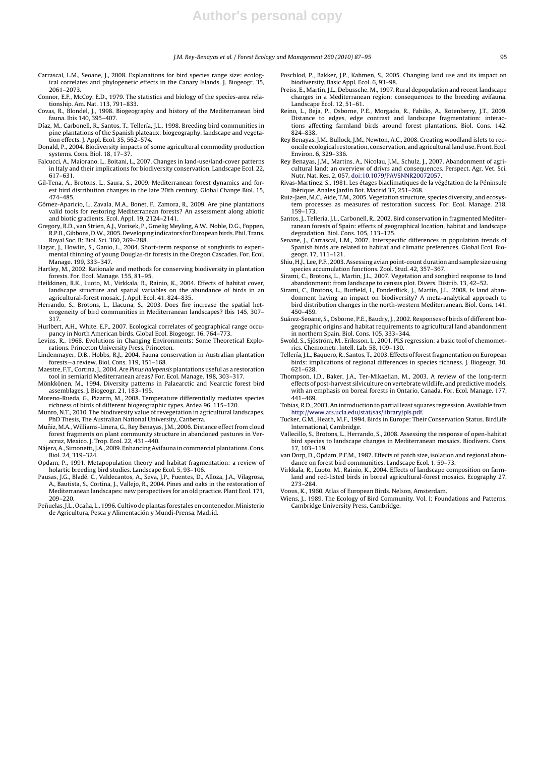Carrascal, L.M., Seoane, J., 2008. Explanations for bird species range size: ecological correlates and phylogenetic effects in the Canary Islands. J. Biogeogr. 35, 2061–2073.

Connor, E.F., McCoy, E.D., 1979. The statistics and biology of the species-area relationship. Am. Nat. 113, 791–833.

Covas, R., Blondel, J., 1998. Biogeography and history of the Mediterranean bird fauna. Ibis 140, 395–407.

Díaz, M., Carbonell, R., Santos, T., Tellería, J.L., 1998. Breeding bird communities in pine plantations of the Spanish plateaux: biogeography, landscape and vegetation effects. J. Appl. Ecol. 35, 562–574.

Donald, P., 2004. Biodiversity impacts of some agricultural commodity production systems. Cons. Biol. 18, 17–37.

Falcucci, A., Maiorano, L., Boitani, L., 2007. Changes in land-use/land-cover patterns in Italy and their implications for biodiversity conservation. Landscape Ecol. 22, 617–631.

Gil-Tena, A., Brotons, L., Saura, S., 2009. Mediterranean forest dynamics and forest bird distribution changes in the late 20th century. Global Change Biol. 15, 474–485.

Gómez-Aparicio, L., Zavala, M.A., Bonet, F., Zamora, R., 2009. Are pine plantations valid tools for restoring Mediterranean forests? An assessment along abiotic and biotic gradients. Ecol. Appl. 19, 2124–2141.

Gregory, R.D., van Strien, A.J., Vorisek, P., Gmelig Meyling, A.W., Noble, D.G., Foppen, R.P.B., Gibbons, D.W., 2005. Developing indicators for European birds. Phil. Trans. Royal Soc. B: Biol. Sci. 360, 269–288.

Hagar, J., Howlin, S., Ganio, L., 2004. Short-term response of songbirds to experimental thinning of young Douglas-fir forests in the Oregon Cascades. For. Ecol. Manage. 199, 333–347.

Hartley, M., 2002. Rationale and methods for conserving biodiversity in plantation forests. For. Ecol. Manage. 155, 81–95.

Heikkinen, R.K., Luoto, M., Virkkala, R., Rainio, K., 2004. Effects of habitat cover, landscape structure and spatial variables on the abundance of birds in an agricultural-forest mosaic. J. Appl. Ecol. 41, 824–835.

Herrando, S., Brotons, L., Llacuna, S., 2003. Does fire increase the spatial heterogeneity of bird communities in Mediterranean landscapes? Ibis 145, 307–317.

Hurlbert, A.H., White, E.P., 2007. Ecological correlates of geographical range occupancy in North American birds. Global Ecol. Biogeogr. 16, 764–773.

Levins, R., 1968. Evolutions in Changing Environments: Some Theoretical Explorations. Princeton University Press, Princeton.

Lindenmayer, D.B., Hobbs, R.J., 2004. Fauna conservation in Australian plantation forests—a review. Biol. Cons. 119, 151–168.

Maestre, F.T., Cortina, J., 2004. Are *Pinus halepensis* plantations useful as a restoration tool in semiarid Mediterranean areas? For. Ecol. Manage. 198, 303–317.

Mönkkönen, M., 1994. Diversity patterns in Palaearctic and Nearctic forest bird assemblages. J. Biogeogr. 21, 183–195.

Moreno-Rueda, G., Pizarro, M., 2008. Temperature differentially mediates species richness of birds of different biogeographic types. Ardea 96, 115–120.

Munro, N.T., 2010. The biodiversity value of revegetation in agricultural landscapes. PhD Thesis, The Australian National University, Canberra.

Muñiz, M.A., Williams-Linera, G., Rey Benayas, J.M., 2006. Distance effect from cloud forest fragments on plant community structure in abandoned pastures in Veracruz, Mexico. J. Trop. Ecol. 22, 431–440.

Nájera, A., Simonetti, J.A., 2009. Enhancing Avifauna in commercial plantations. Cons. Biol. 24, 319–324.

Opdam, P., 1991. Metapopulation theory and habitat fragmentation: a review of holarctic breeding bird studies. Landscape Ecol. 5, 93–106.

Pausas, J.G., Bladé, C., Valdecantos, A., Seva, J.P., Fuentes, D., Alloza, J.A., Vilagrosa, A., Bautista, S., Cortina, J., Vallejo, R., 2004. Pines and oaks in the restoration of Mediterranean landscapes: new perspectives for an old practice. Plant Ecol. 171, 209–220.

Peñuelas, J.L., Ocaña, L., 1996. Cultivo de plantas forestales en contenedor. Ministerio de Agricultura, Pesca y Alimentación y Mundi-Prensa, Madrid.

Poschlod, P., Bakker, J.P., Kahmen, S., 2005. Changing land use and its impact on biodiversity. Basic Appl. Ecol. 6, 93–98.

Preiss, E., Martin, J.L., Debussche, M., 1997. Rural depopulation and recent landscape changes in a Mediterranean region: consequences to the breeding avifauna. Landscape Ecol. 12, 51–61.

Reino, L., Beja, P., Osborne, P.E., Morgado, R., Fabião, A., Rotenberry, J.T., 2009. Distance to edges, edge contrast and landscape fragmentation: interactions affecting farmland birds around forest plantations. Biol. Cons. 142, 824–838.

Rey Benayas, J.M., Bullock, J.M., Newton, A.C., 2008. Creating woodland islets to reconcile ecological restoration, conservation, and agricultural land use. Front. Ecol. Environ. 6, 329–336.

Rey Benayas, J.M., Martins, A., Nicolau, J.M., Schulz, J., 2007. Abandonment of agricultural land: an overview of drivrs and consequences. Perspect. Agr. Vet. Sci. Nutr. Nat. Res. 2, 057, doi:10.1079/PAVSNNR20072057.

Rivas-Martínez, S., 1981. Les étages bioclimatiques de la végétation de la Péninsule Ibérique. Anales Jardín Bot. Madrid 37, 251–268.

Ruiz-Jaen, M.C., Aide, T.M., 2005. Vegetation structure, species diversity, and ecosystem processes as measures of restoration success. For. Ecol. Manage. 218, 159–173.

Santos, J., Tellería, J.L., Carbonell, R., 2002. Bird conservation in fragmented Mediterranean forests of Spain: effects of geographical location, habitat and landscape degradation. Biol. Cons. 105, 113–125.

Seoane, J., Carrascal, L.M., 2007. Interspecific differences in population trends of Spanish birds are related to habitat and climatic preferences. Global Ecol. Biogeogr. 17, 111–121.

Shiu, H.J., Lee, P.F., 2003. Assessing avian point-count duration and sample size using species accumulation functions. Zool. Stud. 42, 357–367.

Sirami, C., Brotons, L., Martin, J.L., 2007. Vegetation and songbird response to land abandonment: from landscape to census plot. Divers. Distrib. 13, 42–52.

Sirami, C., Brotons, L., Burfield, I., Fonderflick, J., Martin, J.L., 2008. Is land abandonment having an impact on biodiversity? A meta-analytical approach to bird distribution changes in the north-western Mediterranean. Biol. Cons. 141, 450–459.

Suárez-Seoane, S., Osborne, P.E., Baudry, J., 2002. Responses of birds of different biogeographic origins and habitat requirements to agricultural land abandonment in northern Spain. Biol. Cons. 105, 333–344.

Swold, S., Sjöström, M., Eriksson, L., 2001. PLS regression: a basic tool of chemometrics. Chemometr. Intell. Lab. 58, 109–130.

Tellería, J.L., Baquero, R., Santos, T., 2003. Effects of forest fragmentation on European birds: implications of regional differences in species richness. J. Biogeogr. 30, 621–628.

Thompson, I.D., Baker, J.A., Ter-Mikaelian, M., 2003. A review of the long-term effects of post-harvest silviculture on vertebrate wildlife, and predictive models, with an emphasis on boreal forests in Ontario, Canada. For. Ecol. Manage. 177, 441–469.

Tobias, R.D., 2003. An introduction to partial least squares regression. Available from http://www.ats.ucla.edu/stat/sas/library/pls.pdf.

Tucker, G.M., Heath, M.F., 1994. Birds in Europe: Their Conservation Status. BirdLife International, Cambridge.

Vallecillo, S., Brotons, L., Herrando, S., 2008. Assessing the response of open-habitat bird species to landscape changes in Mediterranean mosaics. Biodivers. Cons. 17, 103–119.

van Dorp, D., Opdam, P.F.M., 1987. Effects of patch size, isolation and regional abundance on forest bird communities. Landscape Ecol. 1, 59–73.

Virkkala, R., Luoto, M., Rainio, K., 2004. Effects of landscape composition on farmland and red-listed birds in boreal agricultural-forest mosaics. Ecography 27, 273–284.

Voous, K., 1960. Atlas of European Birds. Nelson, Amsterdam.

Wiens, J., 1989. The Ecology of Bird Community. Vol. I: Foundations and Patterns. Cambridge University Press, Cambridge.